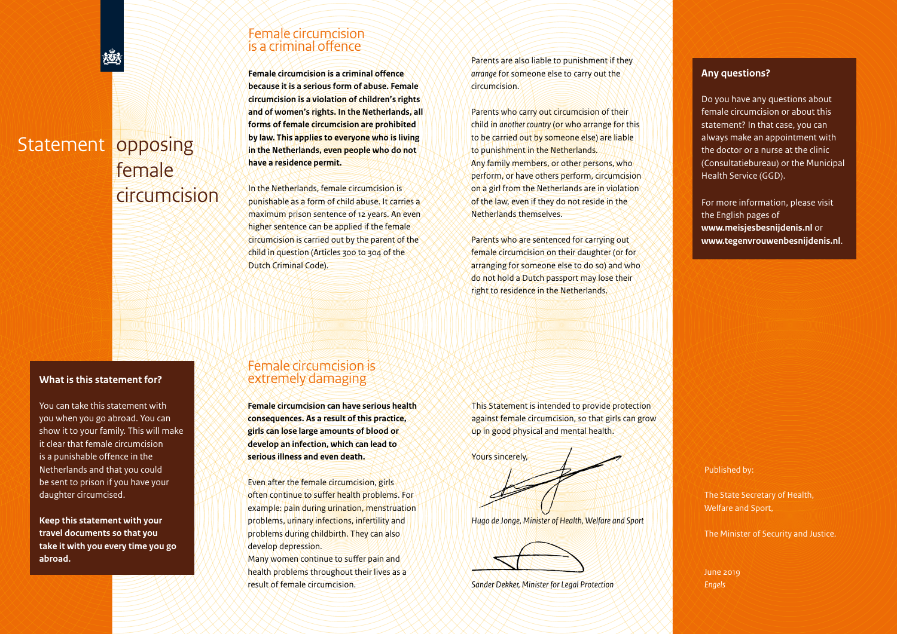# Statement opposing female circumcision

## What is this statement for?

You can take this statement with you when you go abroad. You can show it to your family. This will make it clear that female circumcision is a punishable offence in the Netherlands and that you could be sent to prison if you have your daughter circumcised.

**Keep this statement with your travel documents so that you take it with you every time you go abroad.**

## Female circumcision is a criminal offence

**Female circumcision is a criminal offence because it is a serious form of abuse. Female circumcision is a violation of children's rights and of women's rights. In the Netherlands, all forms of female circumcision are prohibited by law. This applies to everyone who is living in the Netherlands, even people who do not have a residence permit.**

In the Netherlands, female circumcision is punishable as a form of child abuse. It carries a maximum prison sentence of 12 years. An even higher sentence can be applied if the female circumcision is carried out by the parent of the child in question (Articles 300 to 304 of the Dutch Criminal Code).

Parents are also liable to punishment if they *arrange* for someone else to carry out the circumcision.

Parents who carry out circumcision of their child in *another country* (or who arrange for this to be carried out by someone else) are liable to punishment in the Netherlands.
Any family members, or other persons, who perform, or have others perform, circumcision on a girl from the Netherlands are in violation of the law, even if they do not reside in the Netherlands themselves.

Parents who are sentenced for carrying out female circumcision on their daughter (or for arranging for someone else to do so) and who do not hold a Dutch passport may lose their right to residence in the Netherlands.

## Female circumcision is extremely damaging

**Female circumcision can have serious health consequences. As a result of this practice, girls can lose large amounts of blood or develop an infection, which can lead to serious illness and even death.**

Even after the female circumcision, girls often continue to suffer health problems. For example: pain during urination, menstruation problems, urinary infections, infertility and problems during childbirth. They can also develop depression.
Many women continue to suffer pain and health problems throughout their lives as a result of female circumcision.

This Statement is intended to provide protection against female circumcision, so that girls can grow up in good physical and mental health.

Yours sincerely,

*Hugo de Jonge, Minister of Health, Welfare and Sport*

*Sander Dekker, Minister for Legal Protection*

## Any questions?

Do you have any questions about female circumcision or about this statement? In that case, you can always make an appointment with the doctor or a nurse at the clinic (Consultatiebureau) or the Municipal Health Service (GGD).

For more information, please visit the English pages of **www.meisjesbesnijdenis.nl** or **www.tegenvrouwenbesnijdenis.nl**.

Published by:

The State Secretary of Health, Welfare and Sport,

The Minister of Security and Justice.

June 2019
*Engels*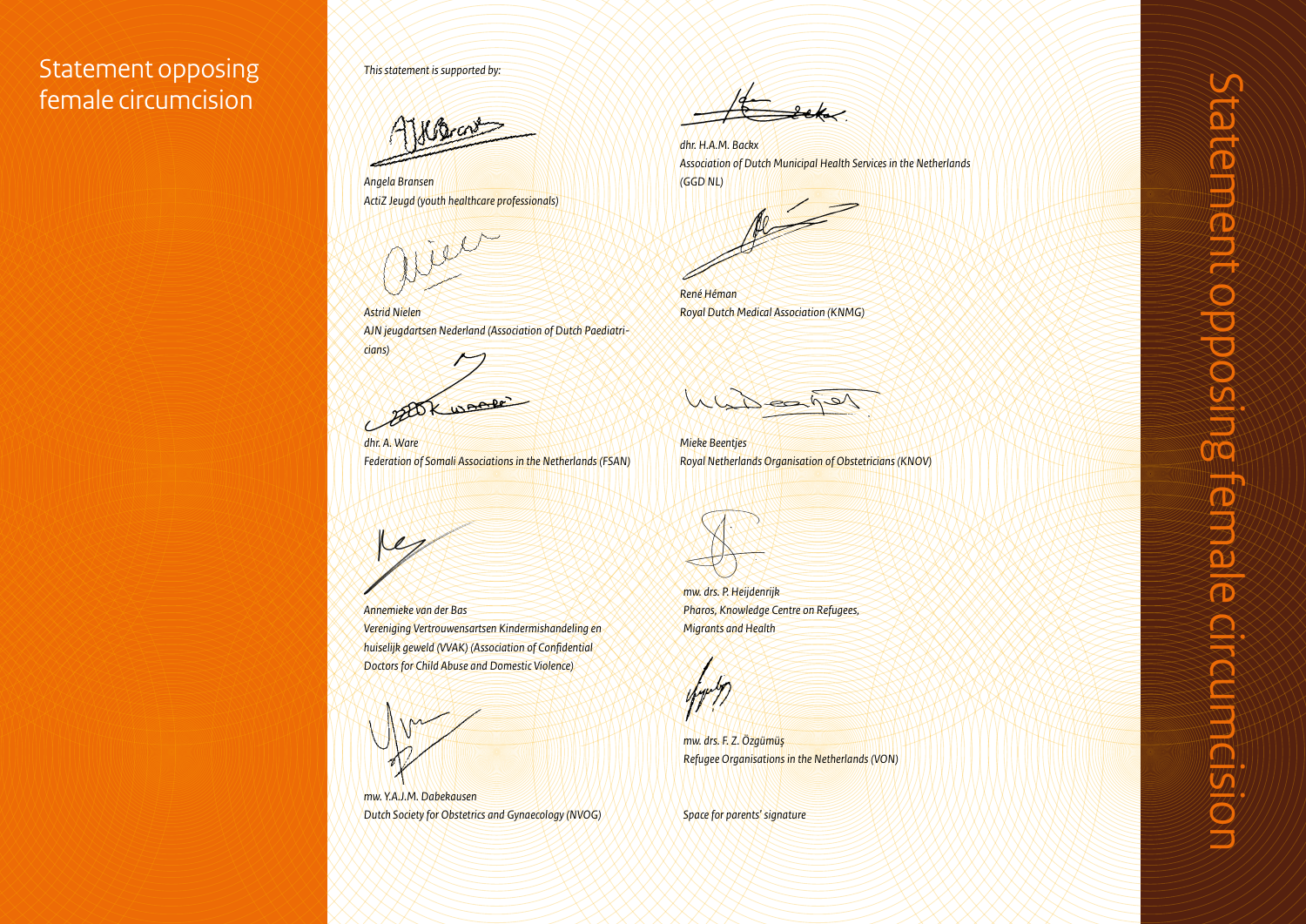# Statement opposing female circumcision

*This statement is supported by:*

*Angela Bransen*
*ActiZ Jeugd (youth healthcare professionals)*

*Astrid Nielen*
*AJN jeugdartsen Nederland (Association of Dutch Paediatricians)*

*dhr. A. Ware*
*Federation of Somali Associations in the Netherlands (FSAN)*

*Annemieke van der Bas*
*Vereniging Vertrouwensartsen Kindermishandeling en huiselijk geweld (VVAK) (Association of Confidential Doctors for Child Abuse and Domestic Violence)*

*mw. Y.A.J.M. Dabekausen*
*Dutch Society for Obstetrics and Gynaecology (NVOG)*

*dhr. H.A.M. Backx*
*Association of Dutch Municipal Health Services in the Netherlands (GGD NL)*

*René Héman*
*Royal Dutch Medical Association (KNMG)*

*Mieke Beentjes*
*Royal Netherlands Organisation of Obstetricians (KNOV)*

*mw. drs. P. Heijdenrijk*
*Pharos, Knowledge Centre on Refugees, Migrants and Health*

*mw. drs. F. Z. Özgümüş*
*Refugee Organisations in the Netherlands (VON)*

*Space for parents' signature*